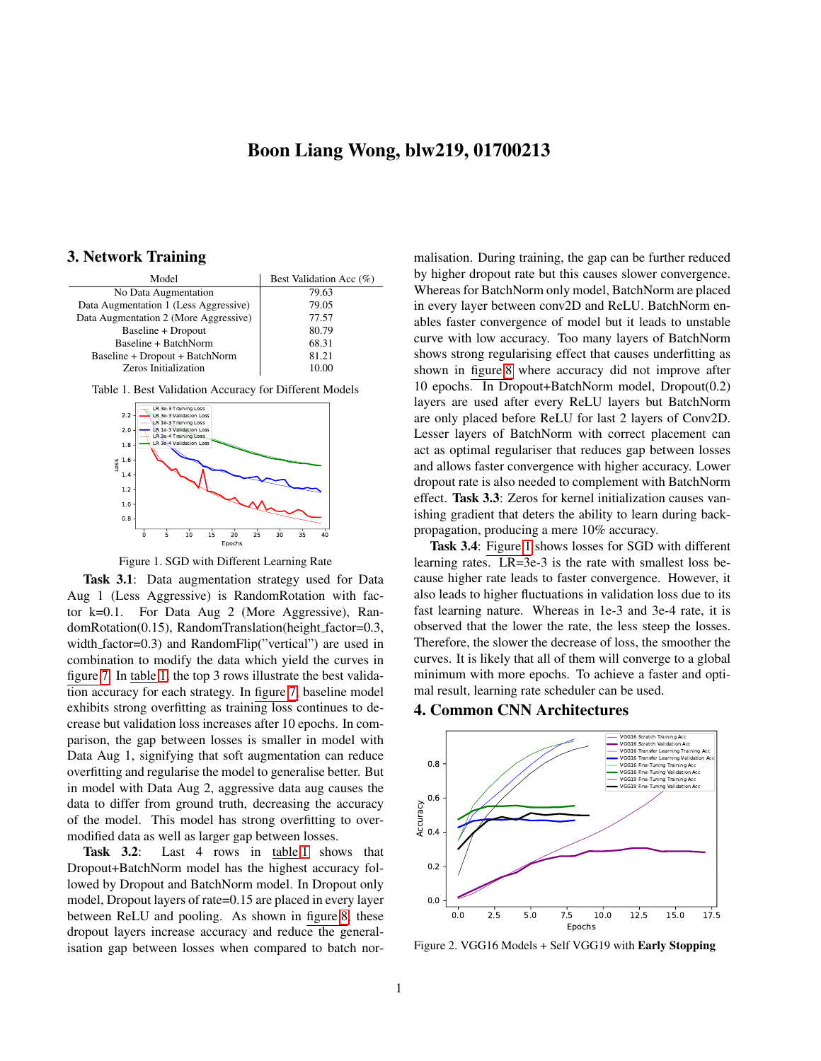# Boon Liang Wong, blw219, 01700213

## 3. Network Training

| Model | Best Validation Acc (%) |
|---|---|
| No Data Augmentation | 79.63 |
| Data Augmentation 1 (Less Aggressive) | 79.05 |
| Data Augmentation 2 (More Aggressive) | 77.57 |
| Baseline + Dropout | 80.79 |
| Baseline + BatchNorm | 68.31 |
| Baseline + Dropout + BatchNorm | 81.21 |
| Zeros Initialization | 10.00 |

Table 1. Best Validation Accuracy for Different Models

LR 3e-3 Training Loss
LR 3e-3 Validation Loss
LR 1e-3 Training Loss
LR 1e-3 Validation Loss
LR 3e-4 Training Loss
LR 3e-4 Validation Loss

Loss
2.2
2.0
1.8
1.6
1.4
1.2
1.0
0.8

0 5 10 15 20 25 30 35 40
Epochs

Figure 1. SGD with Different Learning Rate

**Task 3.1**: Data augmentation strategy used for Data Aug 1 (Less Aggressive) is RandomRotation with factor k=0.1. For Data Aug 2 (More Aggressive), RandomRotation(0.15), RandomTranslation(height_factor=0.3, width_factor=0.3) and RandomFlip("vertical") are used in combination to modify the data which yield the curves in figure 7. In table 1, the top 3 rows illustrate the best validation accuracy for each strategy. In figure 7, baseline model exhibits strong overfitting as training loss continues to decrease but validation loss increases after 10 epochs. In comparison, the gap between losses is smaller in model with Data Aug 1, signifying that soft augmentation can reduce overfitting and regularise the model to generalise better. But in model with Data Aug 2, aggressive data aug causes the data to differ from ground truth, decreasing the accuracy of the model. This model has strong overfitting to over-modified data as well as larger gap between losses.

**Task 3.2**: Last 4 rows in table 1 shows that Dropout+BatchNorm model has the highest accuracy followed by Dropout and BatchNorm model. In Dropout only model, Dropout layers of rate=0.15 are placed in every layer between ReLU and pooling. As shown in figure 8, these dropout layers increase accuracy and reduce the generalisation gap between losses when compared to batch normalisation. During training, the gap can be further reduced by higher dropout rate but this causes slower convergence. Whereas for BatchNorm only model, BatchNorm are placed in every layer between conv2D and ReLU. BatchNorm enables faster convergence of model but it leads to unstable curve with low accuracy. Too many layers of BatchNorm shows strong regularising effect that causes underfitting as shown in figure 8 where accuracy did not improve after 10 epochs. In Dropout+BatchNorm model, Dropout(0.2) layers are used after every ReLU layers but BatchNorm are only placed before ReLU for last 2 layers of Conv2D. Lesser layers of BatchNorm with correct placement can act as optimal regulariser that reduces gap between losses and allows faster convergence with higher accuracy. Lower dropout rate is also needed to complement with BatchNorm effect. **Task 3.3**: Zeros for kernel initialization causes vanishing gradient that deters the ability to learn during backpropagation, producing a mere 10% accuracy.

**Task 3.4**: Figure 1 shows losses for SGD with different learning rates. LR=3e-3 is the rate with smallest loss because higher rate leads to faster convergence. However, it also leads to higher fluctuations in validation loss due to its fast learning nature. Whereas in 1e-3 and 3e-4 rate, it is observed that the lower the rate, the less steep the losses. Therefore, the slower the decrease of loss, the smoother the curves. It is likely that all of them will converge to a global minimum with more epochs. To achieve a faster and optimal result, learning rate scheduler can be used.

## 4. Common CNN Architectures

VGG16 Scratch Training Acc
VGG16 Scratch Validation Acc
VGG16 Transfer Learning Training Acc
VGG16 Transfer Learning Validation Acc
VGG16 Fine-Tuning Training Acc
VGG16 Fine-Tuning Validation Acc
VGG19 Fine-Tuning Training Acc
VGG19 Fine-Tuning Validation Acc

Accuracy
0.8
0.6
0.4
0.2
0.0

0.0 2.5 5.0 7.5 10.0 12.5 15.0 17.5
Epochs

Figure 2. VGG16 Models + Self VGG19 with **Early Stopping**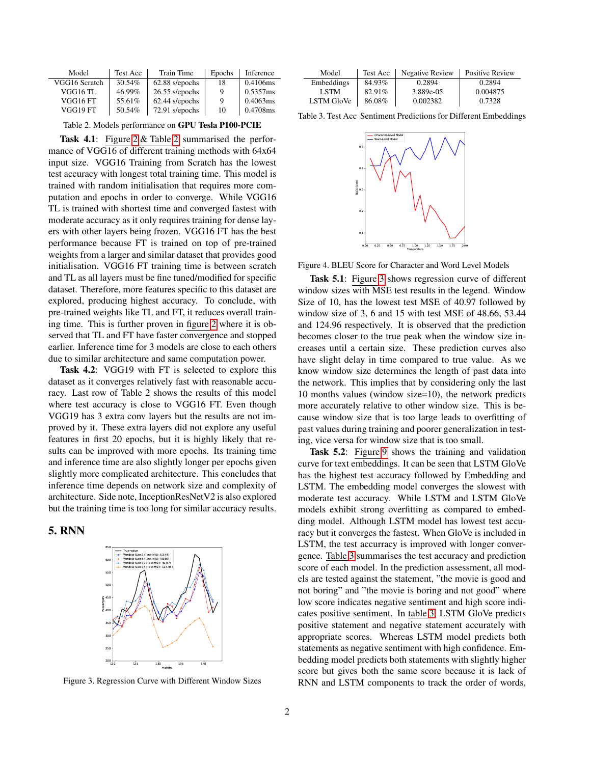| Model | Test Acc | Train Time | Epochs | Inference |
|---|---|---|---|---|
| VGG16 Scratch | 30.54% | 62.88 s/epochs | 18 | 0.4106ms |
| VGG16 TL | 46.99% | 26.55 s/epochs | 9 | 0.5357ms |
| VGG16 FT | 55.61% | 62.44 s/epochs | 9 | 0.4063ms |
| VGG19 FT | 50.54% | 72.91 s/epochs | 10 | 0.4708ms |

Table 2. Models performance on **GPU Tesla P100-PCIE**

**Task 4.1**: Figure 2 & Table 2 summarised the performance of VGG16 of different training methods with 64x64 input size. VGG16 Training from Scratch has the lowest test accuracy with longest total training time. This model is trained with random initialisation that requires more computation and epochs in order to converge. While VGG16 TL is trained with shortest time and converged fastest with moderate accuracy as it only requires training for dense layers with other layers being frozen. VGG16 FT has the best performance because FT is trained on top of pre-trained weights from a larger and similar dataset that provides good initialisation. VGG16 FT training time is between scratch and TL as all layers must be fine tuned/modified for specific dataset. Therefore, more features specific to this dataset are explored, producing highest accuracy. To conclude, with pre-trained weights like TL and FT, it reduces overall training time. This is further proven in figure 2 where it is observed that TL and FT have faster convergence and stopped earlier. Inference time for 3 models are close to each others due to similar architecture and same computation power.

**Task 4.2**: VGG19 with FT is selected to explore this dataset as it converges relatively fast with reasonable accuracy. Last row of Table 2 shows the results of this model where test accuracy is close to VGG16 FT. Even though VGG19 has 3 extra conv layers but the results are not improved by it. These extra layers did not explore any useful features in first 20 epochs, but it is highly likely that results can be improved with more epochs. Its training time and inference time are also slightly longer per epochs given slightly more complicated architecture. This concludes that inference time depends on network size and complexity of architecture. Side note, InceptionResNetV2 is also explored but the training time is too long for similar accuracy results.

## 5. RNN

True value
Window Size 3 (Test MSE: 53.44)
Window Size 6 (Test MSE: 48.66)
Window Size 10 (Test MSE: 40.97)
Window Size 15 (Test MSE: 124.96)
Passengers
Months

Figure 3. Regression Curve with Different Window Sizes

| Model | Test Acc | Negative Review | Positive Review |
|---|---|---|---|
| Embeddings | 84.93% | 0.2894 | 0.2894 |
| LSTM | 82.91% | 3.889e-05 | 0.004875 |
| LSTM GloVe | 86.08% | 0.002382 | 0.7328 |

Table 3. Test Acc Sentiment Predictions for Different Embeddings

Character-Level Model
Word-Level Model
BLEU Score
Temperature

Figure 4. BLEU Score for Character and Word Level Models

**Task 5.1**: Figure 3 shows regression curve of different window sizes with MSE test results in the legend. Window Size of 10, has the lowest test MSE of 40.97 followed by window size of 3, 6 and 15 with test MSE of 48.66, 53.44 and 124.96 respectively. It is observed that the prediction becomes closer to the true peak when the window size increases until a certain size. These prediction curves also have slight delay in time compared to true value. As we know window size determines the length of past data into the network. This implies that by considering only the last 10 months values (window size=10), the network predicts more accurately relative to other window size. This is because window size that is too large leads to overfitting of past values during training and poorer generalization in testing, vice versa for window size that is too small.

**Task 5.2**: Figure 9 shows the training and validation curve for text embeddings. It can be seen that LSTM GloVe has the highest test accuracy followed by Embedding and LSTM. The embedding model converges the slowest with moderate test accuracy. While LSTM and LSTM GloVe models exhibit strong overfitting as compared to embedding model. Although LSTM model has lowest test accuracy but it converges the fastest. When GloVe is included in LSTM, the test accuracy is improved with longer convergence. Table 3 summarises the test accuracy and prediction score of each model. In the prediction assessment, all models are tested against the statement, "the movie is good and not boring" and "the movie is boring and not good" where low score indicates negative sentiment and high score indicates positive sentiment. In table 3, LSTM GloVe predicts positive statement and negative statement accurately with appropriate scores. Whereas LSTM model predicts both statements as negative sentiment with high confidence. Embedding model predicts both statements with slightly higher score but gives both the same score because it is lack of RNN and LSTM components to track the order of words,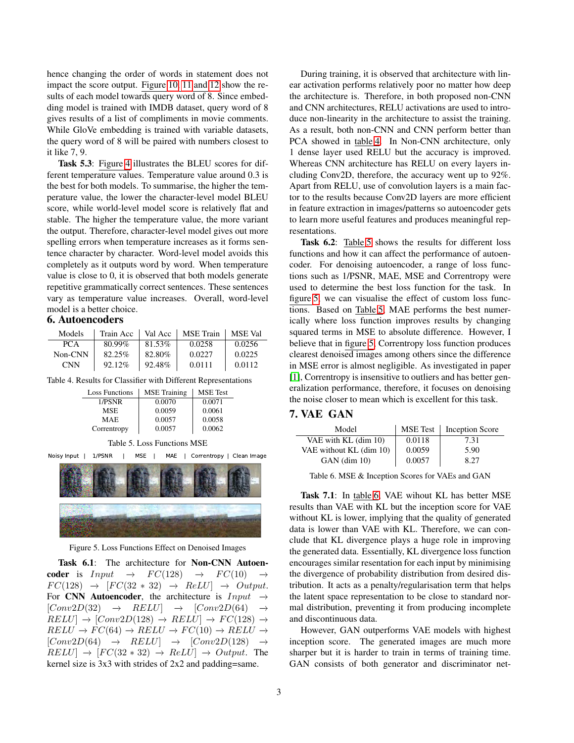hence changing the order of words in statement does not impact the score output. Figure 10, 11 and 12 show the results of each model towards query word of 8. Since embedding model is trained with IMDB dataset, query word of 8 gives results of a list of compliments in movie comments. While GloVe embedding is trained with variable datasets, the query word of 8 will be paired with numbers closest to it like 7, 9.

**Task 5.3**: Figure 4 illustrates the BLEU scores for different temperature values. Temperature value around 0.3 is the best for both models. To summarise, the higher the temperature value, the lower the character-level model BLEU score, while world-level model score is relatively flat and stable. The higher the temperature value, the more variant the output. Therefore, character-level model gives out more spelling errors when temperature increases as it forms sentence character by character. Word-level model avoids this completely as it outputs word by word. When temperature value is close to 0, it is observed that both models generate repetitive grammatically correct sentences. These sentences vary as temperature value increases. Overall, word-level model is a better choice.

## 6. Autoencoders

| Models | Train Acc | Val Acc | MSE Train | MSE Val |
|---|---|---|---|---|
| PCA | 80.99% | 81.53% | 0.0258 | 0.0256 |
| Non-CNN | 82.25% | 82.80% | 0.0227 | 0.0225 |
| CNN | 92.12% | 92.48% | 0.0111 | 0.0112 |

Table 4. Results for Classifier with Different Representations

| Loss Functions | MSE Training | MSE Test |
|---|---|---|
| 1/PSNR | 0.0070 | 0.0071 |
| MSE | 0.0059 | 0.0061 |
| MAE | 0.0057 | 0.0058 |
| Correntropy | 0.0057 | 0.0062 |

Table 5. Loss Functions MSE

Noisy Input | 1/PSNR | MSE | MAE | Correntropy | Clean Image

Figure 5. Loss Functions Effect on Denoised Images

**Task 6.1**: The architecture for **Non-CNN Autoencoder** is $Input \rightarrow FC(128) \rightarrow FC(10) \rightarrow FC(128) \rightarrow [FC(32*32) \rightarrow ReLU] \rightarrow Output$. For **CNN Autoencoder**, the architecture is $Input \rightarrow [Conv2D(32) \rightarrow RELU] \rightarrow [Conv2D(64) \rightarrow RELU] \rightarrow [Conv2D(128) \rightarrow RELU] \rightarrow FC(128) \rightarrow RELU \rightarrow FC(64) \rightarrow RELU \rightarrow FC(10) \rightarrow RELU \rightarrow [Conv2D(64) \rightarrow RELU] \rightarrow [Conv2D(128) \rightarrow RELU] \rightarrow [FC(32*32) \rightarrow ReLU] \rightarrow Output$. The kernel size is 3x3 with strides of 2x2 and padding=same.

During training, it is observed that architecture with linear activation performs relatively poor no matter how deep the architecture is. Therefore, in both proposed non-CNN and CNN architectures, RELU activations are used to introduce non-linearity in the architecture to assist the training. As a result, both non-CNN and CNN perform better than PCA showed in table 4. In Non-CNN architecture, only 1 dense layer used RELU but the accuracy is improved. Whereas CNN architecture has RELU on every layers including Conv2D, therefore, the accuracy went up to 92%. Apart from RELU, use of convolution layers is a main factor to the results because Conv2D layers are more efficient in feature extraction in images/patterns so autoencoder gets to learn more useful features and produces meaningful representations.

**Task 6.2**: Table 5 shows the results for different loss functions and how it can affect the performance of autoencoder. For denoising autoencoder, a range of loss functions such as 1/PSNR, MAE, MSE and Correntropy were used to determine the best loss function for the task. In figure 5, we can visualise the effect of custom loss functions. Based on Table 5, MAE performs the best numerically where loss function improves results by changing squared terms in MSE to absolute difference. However, I believe that in figure 5, Correntropy loss function produces clearest denoised images among others since the difference in MSE error is almost negligible. As investigated in paper [1], Correntropy is insensitive to outliers and has better generalization performance, therefore, it focuses on denoising the noise closer to mean which is excellent for this task.

## 7. VAE GAN

| Model | MSE Test | Inception Score |
|---|---|---|
| VAE with KL (dim 10) | 0.0118 | 7.31 |
| VAE without KL (dim 10) | 0.0059 | 5.90 |
| GAN (dim 10) | 0.0057 | 8.27 |

Table 6. MSE & Inception Scores for VAEs and GAN

**Task 7.1**: In table 6, VAE wihout KL has better MSE results than VAE with KL but the inception score for VAE without KL is lower, implying that the quality of generated data is lower than VAE with KL. Therefore, we can conclude that KL divergence plays a huge role in improving the generated data. Essentially, KL divergence loss function encourages similar resentation for each input by minimising the divergence of probability distribution from desired distribution. It acts as a penalty/regularisation term that helps the latent space representation to be close to standard normal distribution, preventing it from producing incomplete and discontinuous data.

However, GAN outperforms VAE models with highest inception score. The generated images are much more sharper but it is harder to train in terms of training time. GAN consists of both generator and discriminator net-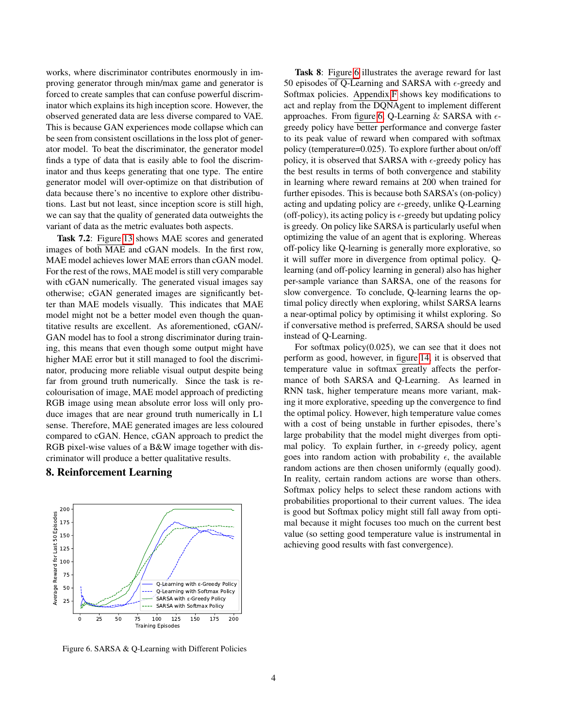works, where discriminator contributes enormously in improving generator through min/max game and generator is forced to create samples that can confuse powerful discriminator which explains its high inception score. However, the observed generated data are less diverse compared to VAE. This is because GAN experiences mode collapse which can be seen from consistent oscillations in the loss plot of generator model. To beat the discriminator, the generator model finds a type of data that is easily able to fool the discriminator and thus keeps generating that one type. The entire generator model will over-optimize on that distribution of data because there's no incentive to explore other distributions. Last but not least, since inception score is still high, we can say that the quality of generated data outweights the variant of data as the metric evaluates both aspects.

**Task 7.2**: Figure 13 shows MAE scores and generated images of both MAE and cGAN models. In the first row, MAE model achieves lower MAE errors than cGAN model. For the rest of the rows, MAE model is still very comparable with cGAN numerically. The generated visual images say otherwise; cGAN generated images are significantly better than MAE models visually. This indicates that MAE model might not be a better model even though the quantitative results are excellent. As aforementioned, cGAN/-GAN model has to fool a strong discriminator during training, this means that even though some output might have higher MAE error but it still managed to fool the discriminator, producing more reliable visual output despite being far from ground truth numerically. Since the task is recolourisation of image, MAE model approach of predicting RGB image using mean absolute error loss will only produce images that are near ground truth numerically in L1 sense. Therefore, MAE generated images are less coloured compared to cGAN. Hence, cGAN approach to predict the RGB pixel-wise values of a B&W image together with discriminator will produce a better qualitative results.

# 8. Reinforcement Learning

Average Reward for Last 50 Episodes
200
175
150
125
100
75
50
25
0
25
50
75
100
125
150
175
200
Training Episodes
Q-Learning with ε-Greedy Policy
Q-Learning with Softmax Policy
SARSA with ε-Greedy Policy
SARSA with Softmax Policy

Figure 6. SARSA & Q-Learning with Different Policies

**Task 8**: Figure 6 illustrates the average reward for last 50 episodes of Q-Learning and SARSA with $\epsilon$-greedy and Softmax policies. Appendix F shows key modifications to act and replay from the DQNAgent to implement different approaches. From figure 6, Q-Learning & SARSA with $\epsilon$-greedy policy have better performance and converge faster to its peak value of reward when compared with softmax policy (temperature=0.025). To explore further about on/off policy, it is observed that SARSA with $\epsilon$-greedy policy has the best results in terms of both convergence and stability in learning where reward remains at 200 when trained for further episodes. This is because both SARSA's (on-policy) acting and updating policy are $\epsilon$-greedy, unlike Q-Learning (off-policy), its acting policy is $\epsilon$-greedy but updating policy is greedy. On policy like SARSA is particularly useful when optimizing the value of an agent that is exploring. Whereas off-policy like Q-learning is generally more explorative, so it will suffer more in divergence from optimal policy. Q-learning (and off-policy learning in general) also has higher per-sample variance than SARSA, one of the reasons for slow convergence. To conclude, Q-learning learns the optimal policy directly when exploring, whilst SARSA learns a near-optimal policy by optimising it whilst exploring. So if conversative method is preferred, SARSA should be used instead of Q-Learning.

For softmax policy(0.025), we can see that it does not perform as good, however, in figure 14, it is observed that temperature value in softmax greatly affects the performance of both SARSA and Q-Learning. As learned in RNN task, higher temperature means more variant, making it more explorative, speeding up the convergence to find the optimal policy. However, high temperature value comes with a cost of being unstable in further episodes, there's large probability that the model might diverges from optimal policy. To explain further, in $\epsilon$-greedy policy, agent goes into random action with probability $\epsilon$, the available random actions are then chosen uniformly (equally good). In reality, certain random actions are worse than others. Softmax policy helps to select these random actions with probabilities proportional to their current values. The idea is good but Softmax policy might still fall away from optimal because it might focuses too much on the current best value (so setting good temperature value is instrumental in achieving good results with fast convergence).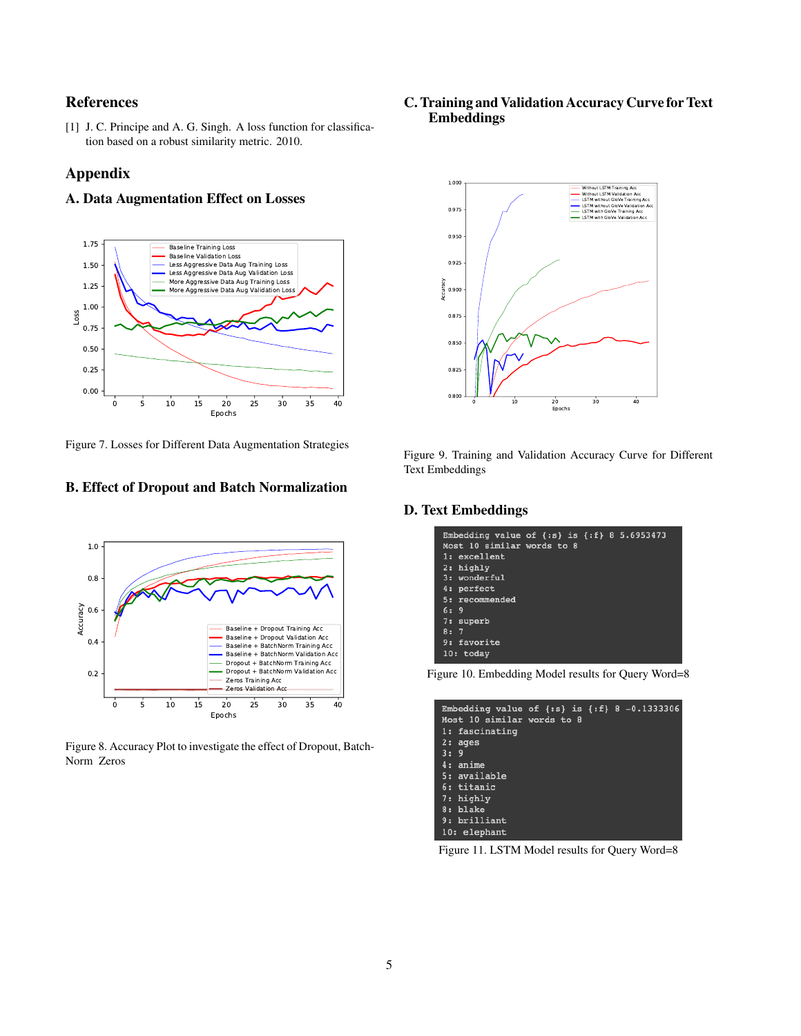## References

[1] J. C. Principe and A. G. Singh. A loss function for classification based on a robust similarity metric. 2010.

## Appendix

### A. Data Augmentation Effect on Losses

Baseline Training Loss
Baseline Validation Loss
Less Aggressive Data Aug Training Loss
Less Aggressive Data Aug Validation Loss
More Aggressive Data Aug Training Loss
More Aggressive Data Aug Validation Loss

Loss

Epochs

Figure 7. Losses for Different Data Augmentation Strategies

### B. Effect of Dropout and Batch Normalization

Baseline + Dropout Training Acc
Baseline + Dropout Validation Acc
Baseline + BatchNorm Training Acc
Baseline + BatchNorm Validation Acc
Dropout + BatchNorm Training Acc
Dropout + BatchNorm Validation Acc
Zeros Training Acc
Zeros Validation Acc

Accuracy

Epochs

Figure 8. Accuracy Plot to investigate the effect of Dropout, BatchNorm Zeros

### C. Training and Validation Accuracy Curve for Text Embeddings

Without LSTM Training Acc
Without LSTM Validation Acc
LSTM without GloVe Training Acc
LSTM without GloVe Validation Acc
LSTM with GloVe Training Acc
LSTM with GloVe Validation Acc

Accuracy

Epochs

Figure 9. Training and Validation Accuracy Curve for Different Text Embeddings

### D. Text Embeddings

```
Embedding value of {:s} is {:f} 8 5.6953473
Most 10 similar words to 8
1: excellent
2: highly
3: wonderful
4: perfect
5: recommended
6: 9
7: superb
8: 7
9: favorite
10: today
```

Figure 10. Embedding Model results for Query Word=8

```
Embedding value of {:s} is {:f} 8 -0.1333306
Most 10 similar words to 8
1: fascinating
2: ages
3: 9
4: anime
5: available
6: titanic
7: highly
8: blake
9: brilliant
10: elephant
```

Figure 11. LSTM Model results for Query Word=8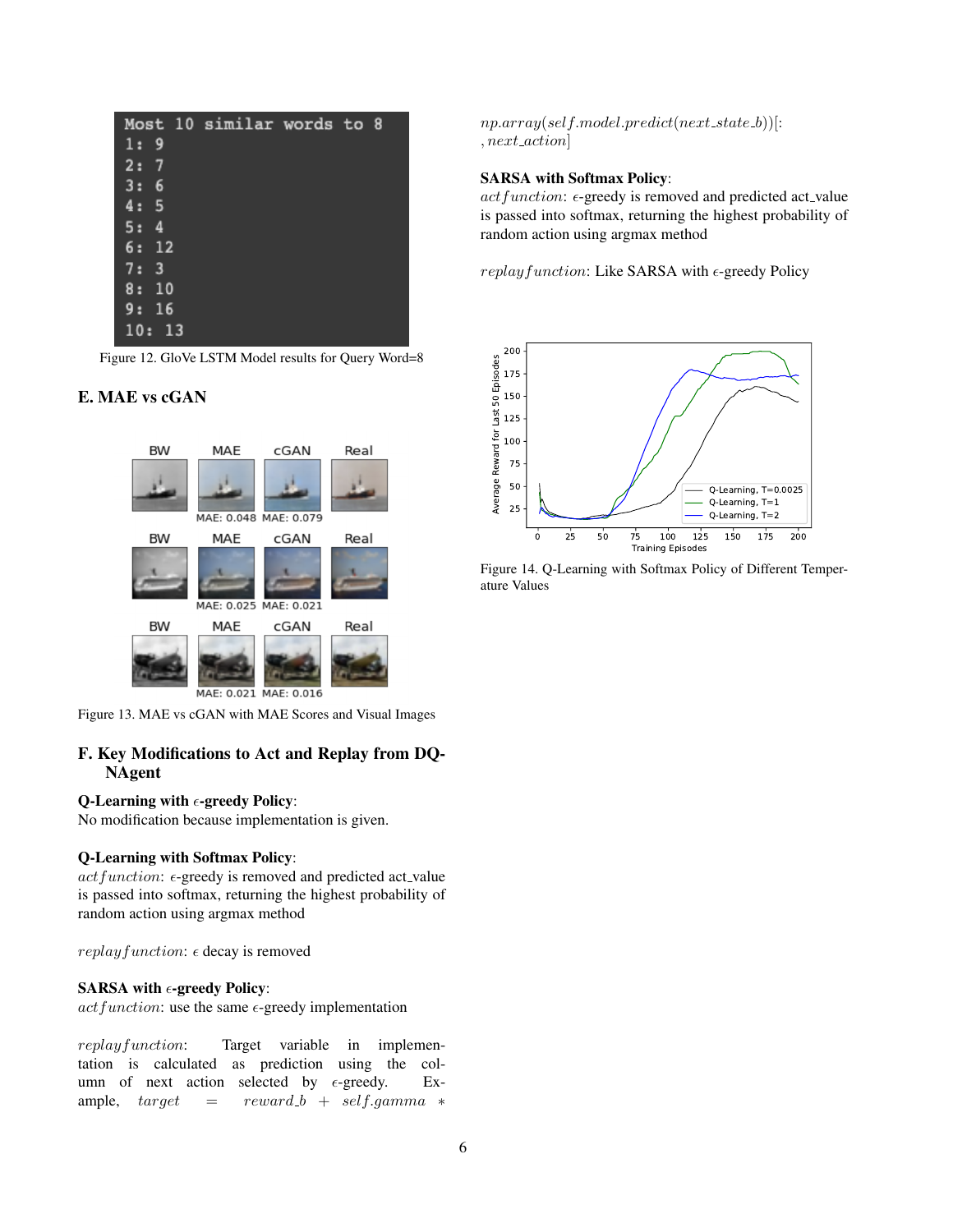```
Most 10 similar words to 8
1: 9
2: 7
3: 6
4: 5
5: 4
6: 12
7: 3
8: 10
9: 16
10: 13
```

Figure 12. GloVe LSTM Model results for Query Word=8

## E. MAE vs cGAN

BW MAE cGAN Real

MAE: 0.048 MAE: 0.079

BW MAE cGAN Real

MAE: 0.025 MAE: 0.021

BW MAE cGAN Real

MAE: 0.021 MAE: 0.016

Figure 13. MAE vs cGAN with MAE Scores and Visual Images

## F. Key Modifications to Act and Replay from DQNAgent

**Q-Learning with $\epsilon$-greedy Policy**:
No modification because implementation is given.

**Q-Learning with Softmax Policy**:
$act function$: $\epsilon$-greedy is removed and predicted act_value is passed into softmax, returning the highest probability of random action using argmax method

$replay function$: $\epsilon$ decay is removed

**SARSA with $\epsilon$-greedy Policy**:
$act function$: use the same $\epsilon$-greedy implementation

$replay function$: Target variable in implementation is calculated as prediction using the column of next action selected by $\epsilon$-greedy. Example, $target = reward\_b + self.gamma * np.array(self.model.predict(next\_state\_b))[:, next\_action]$

**SARSA with Softmax Policy**:
$act function$: $\epsilon$-greedy is removed and predicted act_value is passed into softmax, returning the highest probability of random action using argmax method

$replay function$: Like SARSA with $\epsilon$-greedy Policy

Average Reward for Last 50 Episodes
200
175
150
125
100
75
50
25
0 25 50 75 100 125 150 175 200
Training Episodes
Q-Learning, T=0.0025
Q-Learning, T=1
Q-Learning, T=2

Figure 14. Q-Learning with Softmax Policy of Different Temperature Values